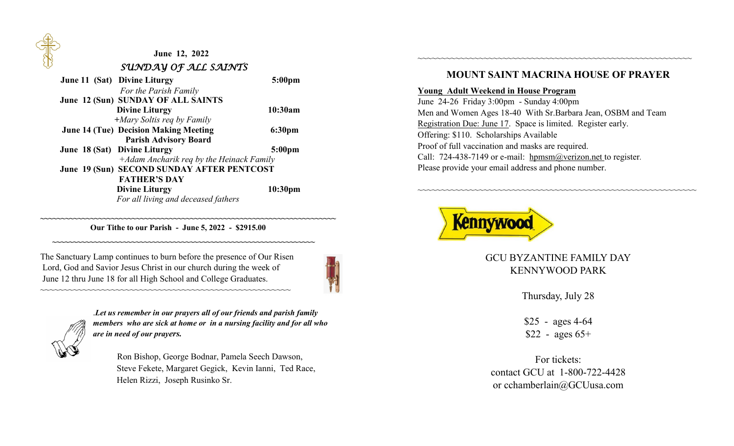**June 12, 2022**

*SUNDAY OF ALL SAINTS*

| | | |
|---|---|---|
| **June 11 (Sat)** | **Divine Liturgy** | **5:00pm** |
| | *For the Parish Family* | |
| **June 12 (Sun)** | **SUNDAY OF ALL SAINTS** | |
| | **Divine Liturgy** | **10:30am** |
| | *+Mary Soltis req by Family* | |
| **June 14 (Tue)** | **Decision Making Meeting** | **6:30pm** |
| | **Parish Advisory Board** | |
| **June 18 (Sat)** | **Divine Liturgy** | **5:00pm** |
| | *+Adam Ancharik req by the Heinack Family* | |
| **June 19 (Sun)** | **SECOND SUNDAY AFTER PENTCOST** | |
| | **FATHER'S DAY** | |
| | **Divine Liturgy** | **10:30pm** |
| | *For all living and deceased fathers* | |

~~~~~~~~~~~~~~~~~~~~~~~~~~~~~~~~~~~~~~~~~~~~~~~~~~~~~~~~~~~~~~~~~~

**Our Tithe to our Parish - June 5, 2022 - $2915.00**

~~~~~~~~~~~~~~~~~~~~~~~~~~~~~~~~~~~~~~~~~~~~~~~~~~~~~~~~~~~~~~~~~~

The Sanctuary Lamp continues to burn before the presence of Our Risen Lord, God and Savior Jesus Christ in our church during the week of June 12 thru June 18 for all High School and College Graduates.

~~~~~~~~~~~~~~~~~~~~~~~~~~~~~~~~~~~~~~~~~~~~~~~~~~~~~~~~~~~~~~~~~~

***.Let us remember in our prayers all of our friends and parish family members who are sick at home or in a nursing facility and for all who are in need of our prayers.***

Ron Bishop, George Bodnar, Pamela Seech Dawson, Steve Fekete, Margaret Gegick, Kevin Ianni, Ted Race, Helen Rizzi, Joseph Rusinko Sr.

~~~~~~~~~~~~~~~~~~~~~~~~~~~~~~~~~~~~~~~~~~~~~~~~~~~~~~~~~~~~~~~~~~

## MOUNT SAINT MACRINA HOUSE OF PRAYER

**Young Adult Weekend in House Program**

June 24-26 Friday 3:00pm - Sunday 4:00pm

Men and Women Ages 18-40 With Sr.Barbara Jean, OSBM and Team

Registration Due: June 17. Space is limited. Register early.

Offering: $110. Scholarships Available

Proof of full vaccination and masks are required.

Call: 724-438-7149 or e-mail: hpmsm@verizon.net to register.

Please provide your email address and phone number.

~~~~~~~~~~~~~~~~~~~~~~~~~~~~~~~~~~~~~~~~~~~~~~~~~~~~~~~~~~~~~~~~~~

Kennywood

GCU BYZANTINE FAMILY DAY
KENNYWOOD PARK

Thursday, July 28

$25 - ages 4-64
$22 - ages 65+

For tickets:
contact GCU at 1-800-722-4428
or cchamberlain@GCUusa.com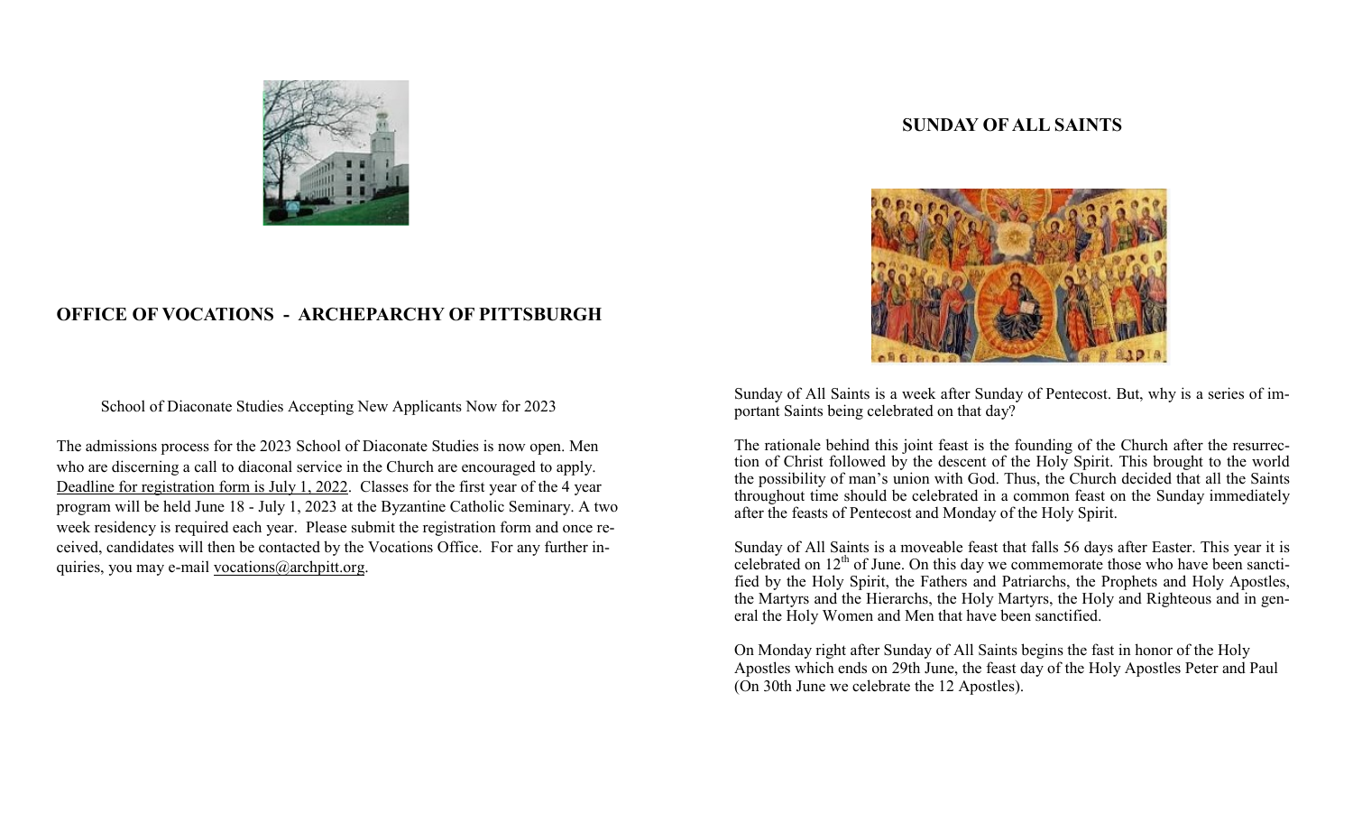## OFFICE OF VOCATIONS - ARCHEPARCHY OF PITTSBURGH

School of Diaconate Studies Accepting New Applicants Now for 2023

The admissions process for the 2023 School of Diaconate Studies is now open. Men who are discerning a call to diaconal service in the Church are encouraged to apply. Deadline for registration form is July 1, 2022. Classes for the first year of the 4 year program will be held June 18 - July 1, 2023 at the Byzantine Catholic Seminary. A two week residency is required each year. Please submit the registration form and once received, candidates will then be contacted by the Vocations Office. For any further inquiries, you may e-mail vocations@archpitt.org.

## SUNDAY OF ALL SAINTS

Sunday of All Saints is a week after Sunday of Pentecost. But, why is a series of important Saints being celebrated on that day?

The rationale behind this joint feast is the founding of the Church after the resurrection of Christ followed by the descent of the Holy Spirit. This brought to the world the possibility of man's union with God. Thus, the Church decided that all the Saints throughout time should be celebrated in a common feast on the Sunday immediately after the feasts of Pentecost and Monday of the Holy Spirit.

Sunday of All Saints is a moveable feast that falls 56 days after Easter. This year it is celebrated on 12th of June. On this day we commemorate those who have been sanctified by the Holy Spirit, the Fathers and Patriarchs, the Prophets and Holy Apostles, the Martyrs and the Hierarchs, the Holy Martyrs, the Holy and Righteous and in general the Holy Women and Men that have been sanctified.

On Monday right after Sunday of All Saints begins the fast in honor of the Holy Apostles which ends on 29th June, the feast day of the Holy Apostles Peter and Paul (On 30th June we celebrate the 12 Apostles).